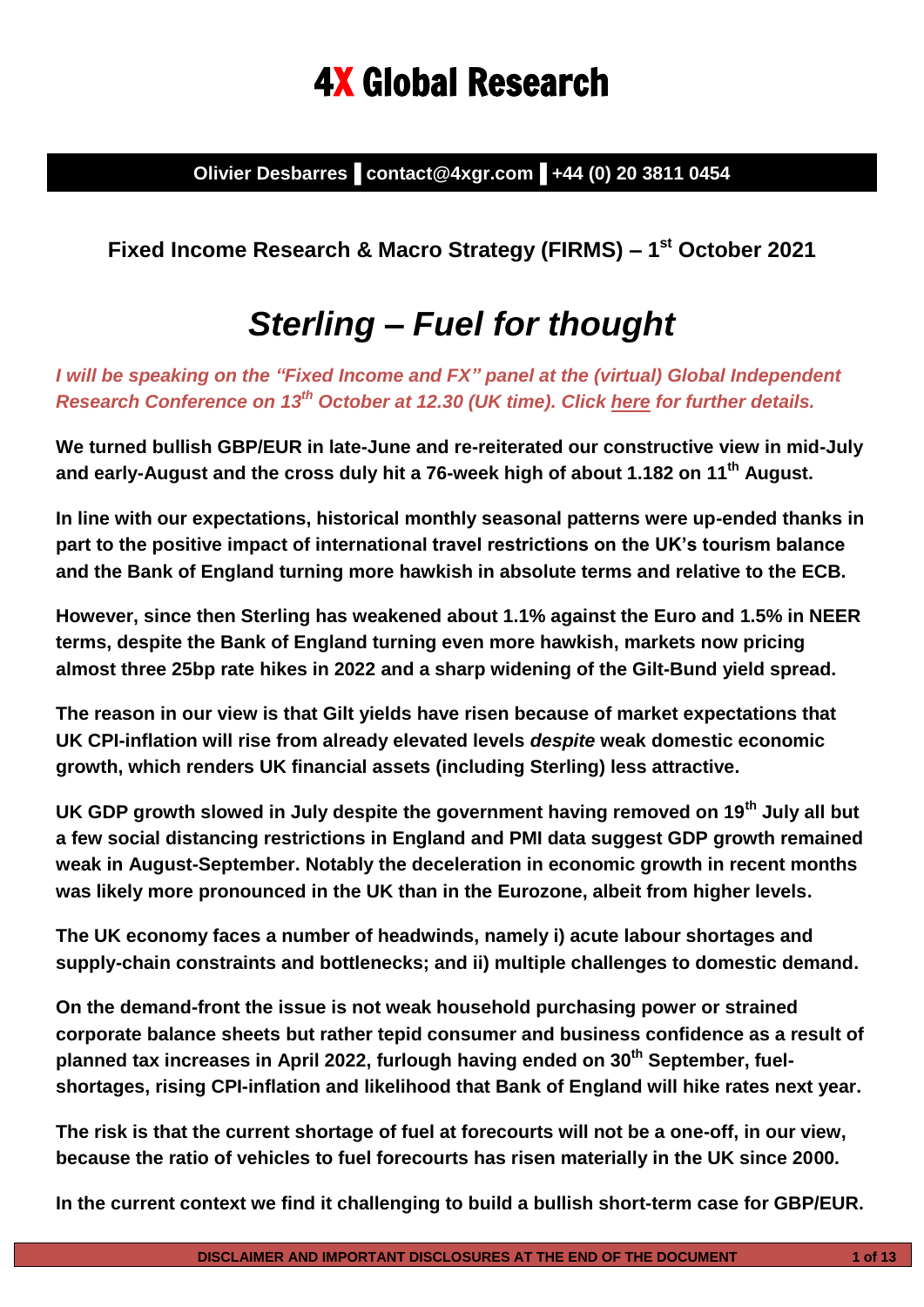# 4X Global Research

**Olivier Desbarres ▌contact@4xgr.com ▌+44 (0) 20 3811 0454**

**Fixed Income Research & Macro Strategy (FIRMS) – 1st October 2021**

## *Sterling – Fuel for thought*

***I will be speaking on the "Fixed Income and FX" panel at the (virtual) Global Independent Research Conference on 13th October at 12.30 (UK time). Click here for further details.***

**We turned bullish GBP/EUR in late-June and re-reiterated our constructive view in mid-July and early-August and the cross duly hit a 76-week high of about 1.182 on 11th August.**

**In line with our expectations, historical monthly seasonal patterns were up-ended thanks in part to the positive impact of international travel restrictions on the UK's tourism balance and the Bank of England turning more hawkish in absolute terms and relative to the ECB.**

**However, since then Sterling has weakened about 1.1% against the Euro and 1.5% in NEER terms, despite the Bank of England turning even more hawkish, markets now pricing almost three 25bp rate hikes in 2022 and a sharp widening of the Gilt-Bund yield spread.**

**The reason in our view is that Gilt yields have risen because of market expectations that UK CPI-inflation will rise from already elevated levels *despite* weak domestic economic growth, which renders UK financial assets (including Sterling) less attractive.**

**UK GDP growth slowed in July despite the government having removed on 19th July all but a few social distancing restrictions in England and PMI data suggest GDP growth remained weak in August-September. Notably the deceleration in economic growth in recent months was likely more pronounced in the UK than in the Eurozone, albeit from higher levels.**

**The UK economy faces a number of headwinds, namely i) acute labour shortages and supply-chain constraints and bottlenecks; and ii) multiple challenges to domestic demand.**

**On the demand-front the issue is not weak household purchasing power or strained corporate balance sheets but rather tepid consumer and business confidence as a result of planned tax increases in April 2022, furlough having ended on 30th September, fuel-shortages, rising CPI-inflation and likelihood that Bank of England will hike rates next year.**

**The risk is that the current shortage of fuel at forecourts will not be a one-off, in our view, because the ratio of vehicles to fuel forecourts has risen materially in the UK since 2000.**

**In the current context we find it challenging to build a bullish short-term case for GBP/EUR.**

DISCLAIMER AND IMPORTANT DISCLOSURES AT THE END OF THE DOCUMENT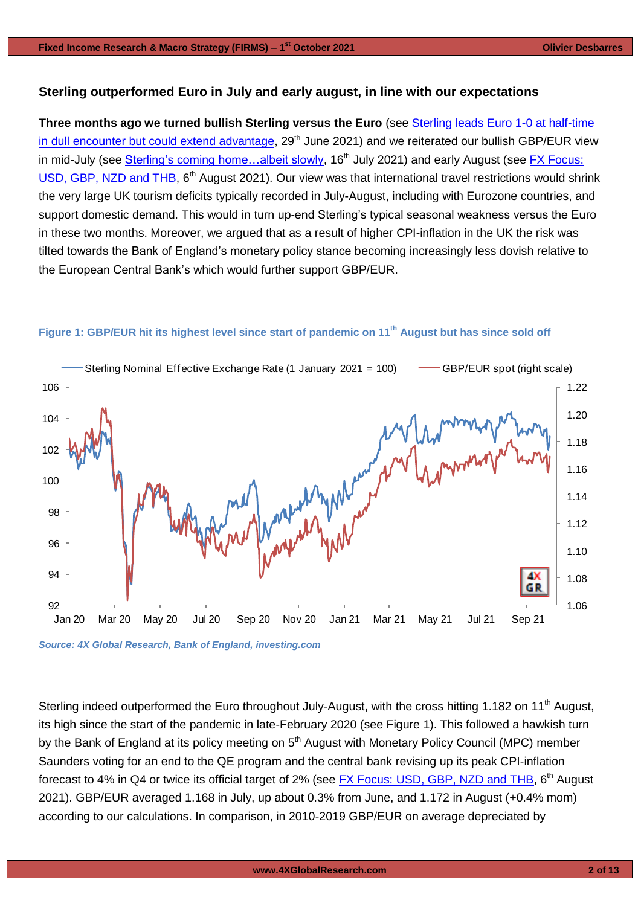## Sterling outperformed Euro in July and early august, in line with our expectations

**Three months ago we turned bullish Sterling versus the Euro** (see Sterling leads Euro 1-0 at half-time in dull encounter but could extend advantage, 29th June 2021) and we reiterated our bullish GBP/EUR view in mid-July (see Sterling's coming home…albeit slowly, 16th July 2021) and early August (see FX Focus: USD, GBP, NZD and THB, 6th August 2021). Our view was that international travel restrictions would shrink the very large UK tourism deficits typically recorded in July-August, including with Eurozone countries, and support domestic demand. This would in turn up-end Sterling's typical seasonal weakness versus the Euro in these two months. Moreover, we argued that as a result of higher CPI-inflation in the UK the risk was tilted towards the Bank of England's monetary policy stance becoming increasingly less dovish relative to the European Central Bank's which would further support GBP/EUR.

**Figure 1: GBP/EUR hit its highest level since start of pandemic on 11th August but has since sold off**

*Source: 4X Global Research, Bank of England, investing.com*

Sterling indeed outperformed the Euro throughout July-August, with the cross hitting 1.182 on 11th August, its high since the start of the pandemic in late-February 2020 (see Figure 1). This followed a hawkish turn by the Bank of England at its policy meeting on 5th August with Monetary Policy Council (MPC) member Saunders voting for an end to the QE program and the central bank revising up its peak CPI-inflation forecast to 4% in Q4 or twice its official target of 2% (see FX Focus: USD, GBP, NZD and THB, 6th August 2021). GBP/EUR averaged 1.168 in July, up about 0.3% from June, and 1.172 in August (+0.4% mom) according to our calculations. In comparison, in 2010-2019 GBP/EUR on average depreciated by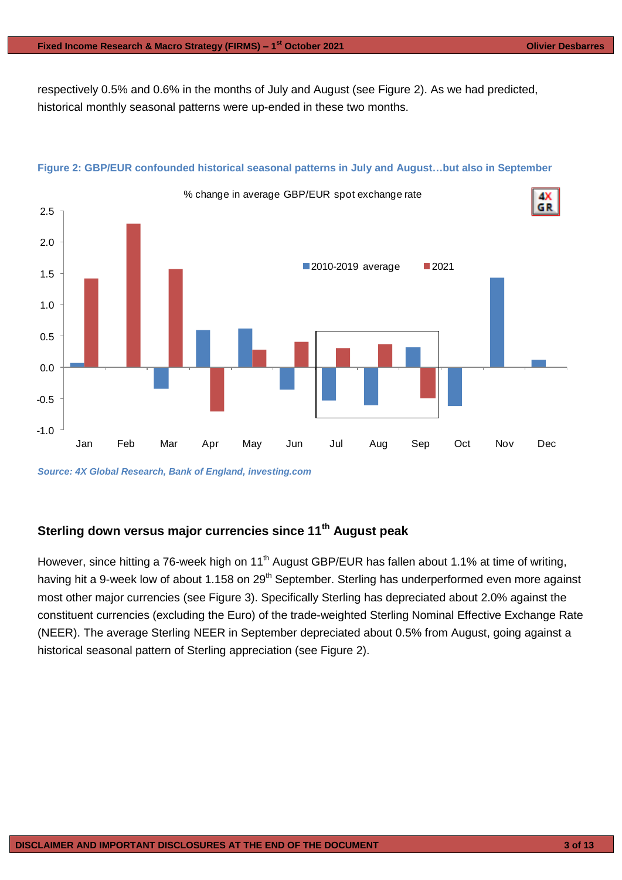respectively 0.5% and 0.6% in the months of July and August (see Figure 2). As we had predicted, historical monthly seasonal patterns were up-ended in these two months.

**Figure 2: GBP/EUR confounded historical seasonal patterns in July and August…but also in September**

*Source: 4X Global Research, Bank of England, investing.com*

## Sterling down versus major currencies since 11th August peak

However, since hitting a 76-week high on 11th August GBP/EUR has fallen about 1.1% at time of writing, having hit a 9-week low of about 1.158 on 29th September. Sterling has underperformed even more against most other major currencies (see Figure 3). Specifically Sterling has depreciated about 2.0% against the constituent currencies (excluding the Euro) of the trade-weighted Sterling Nominal Effective Exchange Rate (NEER). The average Sterling NEER in September depreciated about 0.5% from August, going against a historical seasonal pattern of Sterling appreciation (see Figure 2).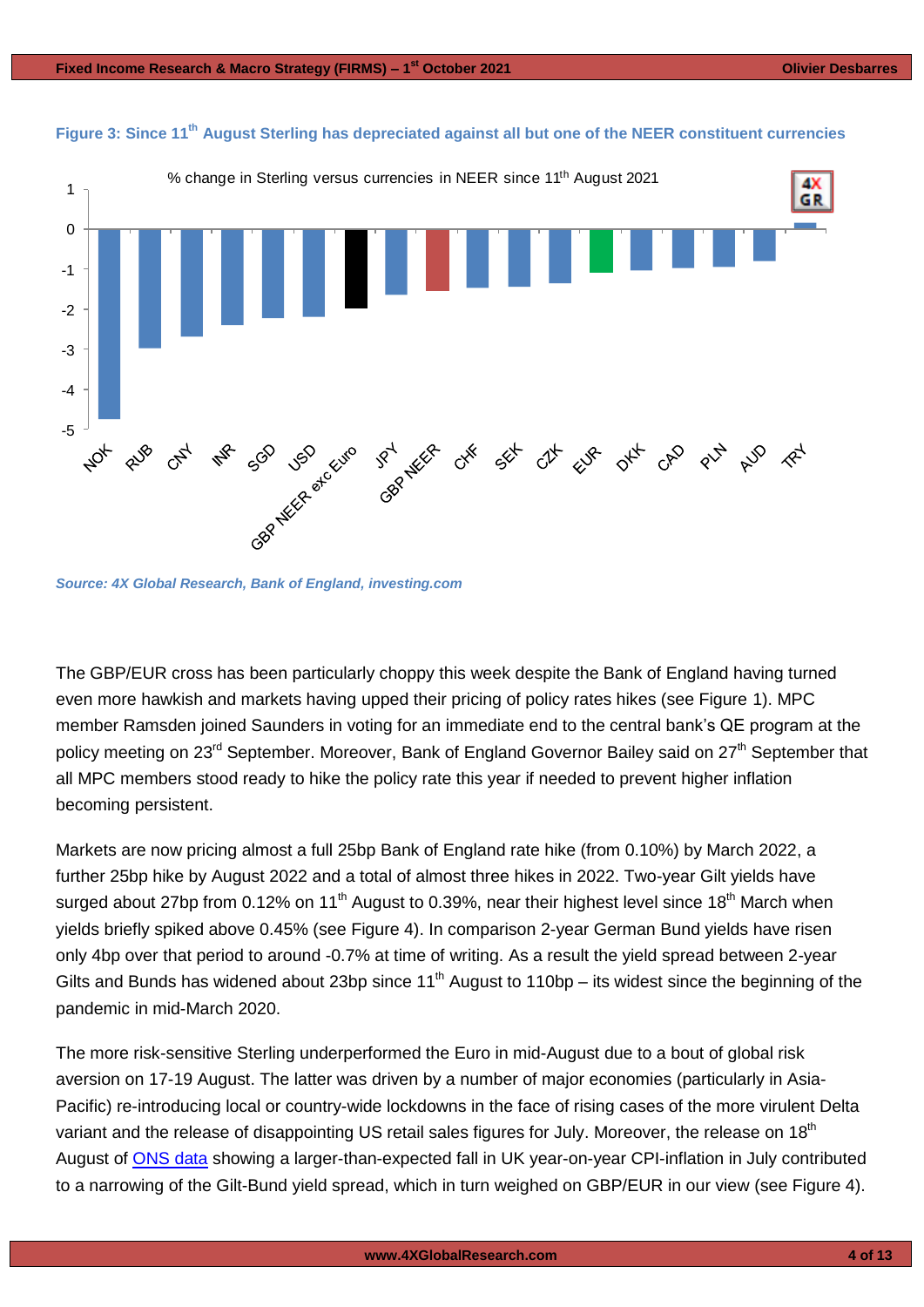**Figure 3: Since 11th August Sterling has depreciated against all but one of the NEER constituent currencies**

*Source: 4X Global Research, Bank of England, investing.com*

The GBP/EUR cross has been particularly choppy this week despite the Bank of England having turned even more hawkish and markets having upped their pricing of policy rates hikes (see Figure 1). MPC member Ramsden joined Saunders in voting for an immediate end to the central bank's QE program at the policy meeting on 23rd September. Moreover, Bank of England Governor Bailey said on 27th September that all MPC members stood ready to hike the policy rate this year if needed to prevent higher inflation becoming persistent.

Markets are now pricing almost a full 25bp Bank of England rate hike (from 0.10%) by March 2022, a further 25bp hike by August 2022 and a total of almost three hikes in 2022. Two-year Gilt yields have surged about 27bp from 0.12% on 11th August to 0.39%, near their highest level since 18th March when yields briefly spiked above 0.45% (see Figure 4). In comparison 2-year German Bund yields have risen only 4bp over that period to around -0.7% at time of writing. As a result the yield spread between 2-year Gilts and Bunds has widened about 23bp since 11th August to 110bp – its widest since the beginning of the pandemic in mid-March 2020.

The more risk-sensitive Sterling underperformed the Euro in mid-August due to a bout of global risk aversion on 17-19 August. The latter was driven by a number of major economies (particularly in Asia-Pacific) re-introducing local or country-wide lockdowns in the face of rising cases of the more virulent Delta variant and the release of disappointing US retail sales figures for July. Moreover, the release on 18th August of ONS data showing a larger-than-expected fall in UK year-on-year CPI-inflation in July contributed to a narrowing of the Gilt-Bund yield spread, which in turn weighed on GBP/EUR in our view (see Figure 4).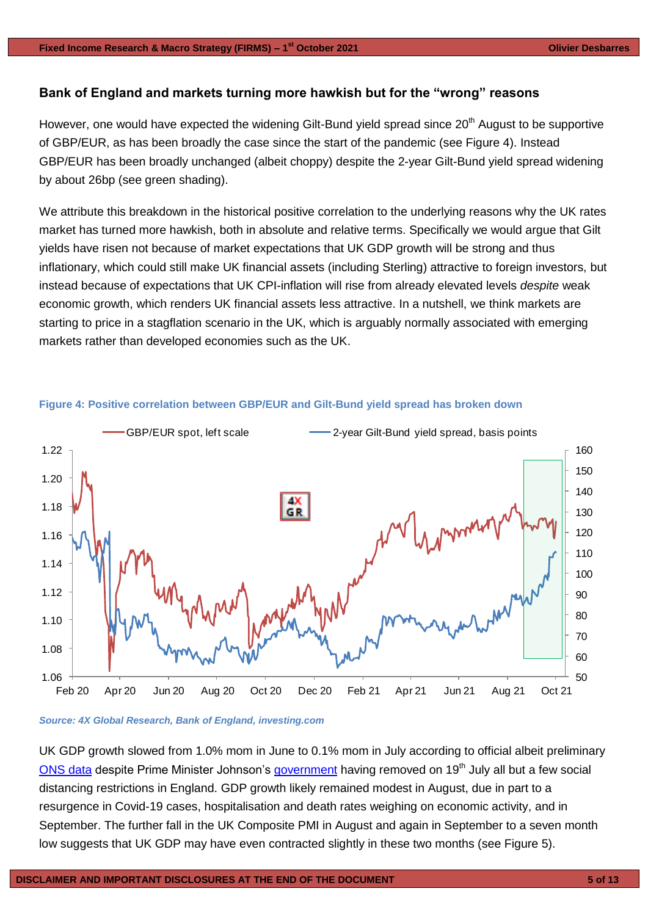## Bank of England and markets turning more hawkish but for the "wrong" reasons

However, one would have expected the widening Gilt-Bund yield spread since 20th August to be supportive of GBP/EUR, as has been broadly the case since the start of the pandemic (see Figure 4). Instead GBP/EUR has been broadly unchanged (albeit choppy) despite the 2-year Gilt-Bund yield spread widening by about 26bp (see green shading).

We attribute this breakdown in the historical positive correlation to the underlying reasons why the UK rates market has turned more hawkish, both in absolute and relative terms. Specifically we would argue that Gilt yields have risen not because of market expectations that UK GDP growth will be strong and thus inflationary, which could still make UK financial assets (including Sterling) attractive to foreign investors, but instead because of expectations that UK CPI-inflation will rise from already elevated levels *despite* weak economic growth, which renders UK financial assets less attractive. In a nutshell, we think markets are starting to price in a stagflation scenario in the UK, which is arguably normally associated with emerging markets rather than developed economies such as the UK.

**Figure 4: Positive correlation between GBP/EUR and Gilt-Bund yield spread has broken down**

*Source: 4X Global Research, Bank of England, investing.com*

UK GDP growth slowed from 1.0% mom in June to 0.1% mom in July according to official albeit preliminary ONS data despite Prime Minister Johnson's government having removed on 19th July all but a few social distancing restrictions in England. GDP growth likely remained modest in August, due in part to a resurgence in Covid-19 cases, hospitalisation and death rates weighing on economic activity, and in September. The further fall in the UK Composite PMI in August and again in September to a seven month low suggests that UK GDP may have even contracted slightly in these two months (see Figure 5).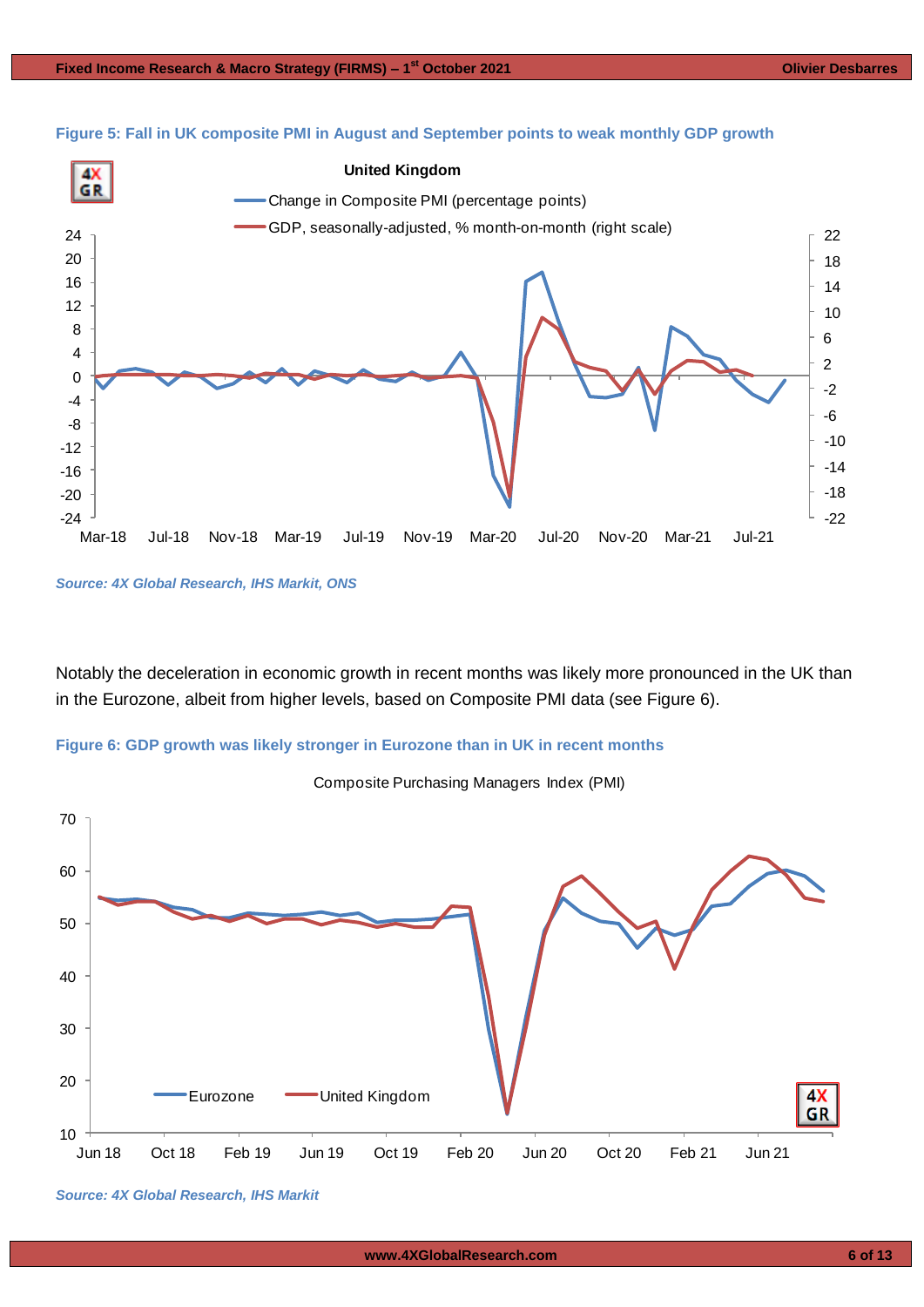**Figure 5: Fall in UK composite PMI in August and September points to weak monthly GDP growth**

*Source: 4X Global Research, IHS Markit, ONS*

Notably the deceleration in economic growth in recent months was likely more pronounced in the UK than in the Eurozone, albeit from higher levels, based on Composite PMI data (see Figure 6).

**Figure 6: GDP growth was likely stronger in Eurozone than in UK in recent months**

*Source: 4X Global Research, IHS Markit*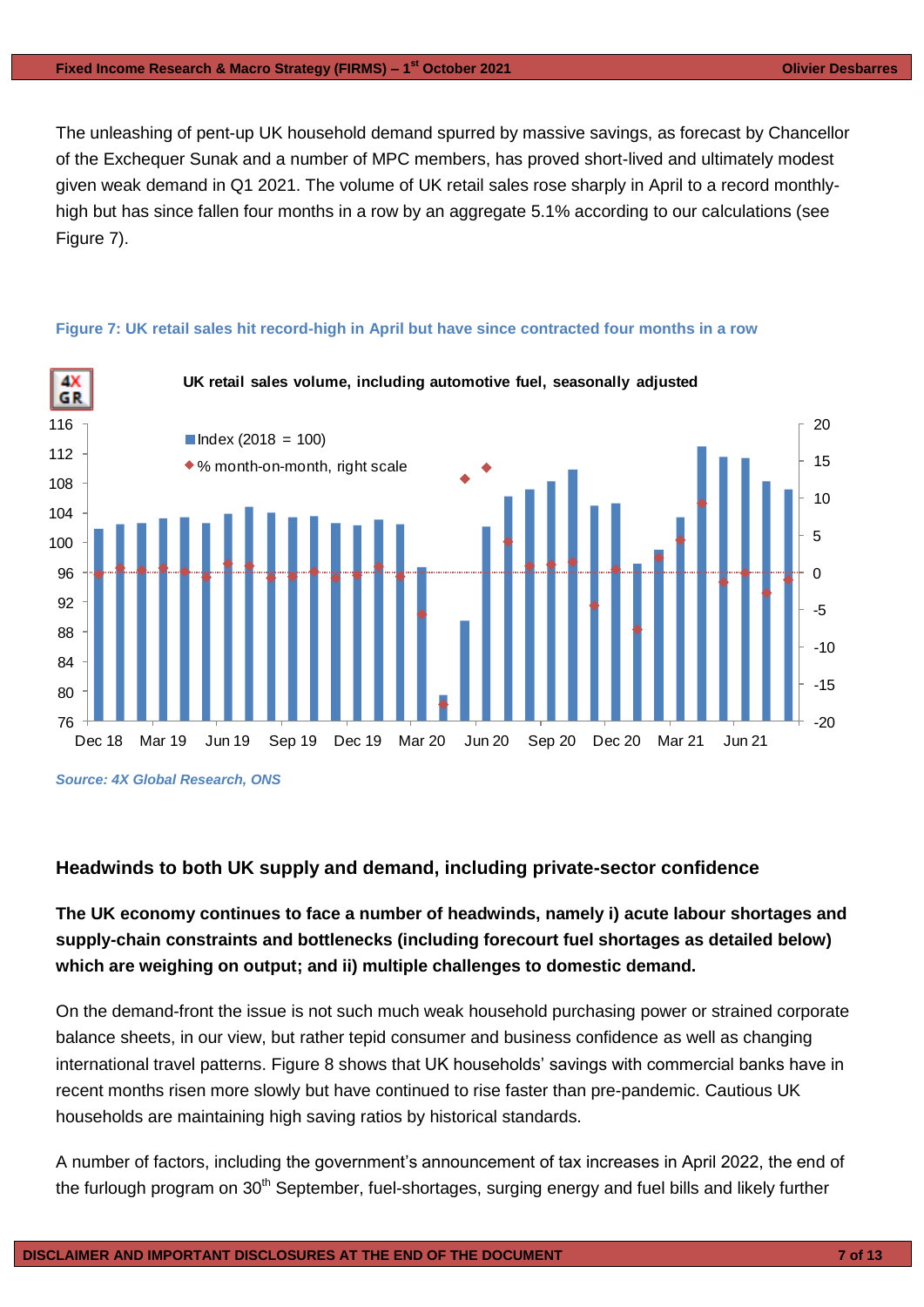The unleashing of pent-up UK household demand spurred by massive savings, as forecast by Chancellor of the Exchequer Sunak and a number of MPC members, has proved short-lived and ultimately modest given weak demand in Q1 2021. The volume of UK retail sales rose sharply in April to a record monthly-high but has since fallen four months in a row by an aggregate 5.1% according to our calculations (see Figure 7).

**Figure 7: UK retail sales hit record-high in April but have since contracted four months in a row**

*Source: 4X Global Research, ONS*

## Headwinds to both UK supply and demand, including private-sector confidence

**The UK economy continues to face a number of headwinds, namely i) acute labour shortages and supply-chain constraints and bottlenecks (including forecourt fuel shortages as detailed below) which are weighing on output; and ii) multiple challenges to domestic demand.**

On the demand-front the issue is not such much weak household purchasing power or strained corporate balance sheets, in our view, but rather tepid consumer and business confidence as well as changing international travel patterns. Figure 8 shows that UK households' savings with commercial banks have in recent months risen more slowly but have continued to rise faster than pre-pandemic. Cautious UK households are maintaining high saving ratios by historical standards.

A number of factors, including the government's announcement of tax increases in April 2022, the end of the furlough program on 30th September, fuel-shortages, surging energy and fuel bills and likely further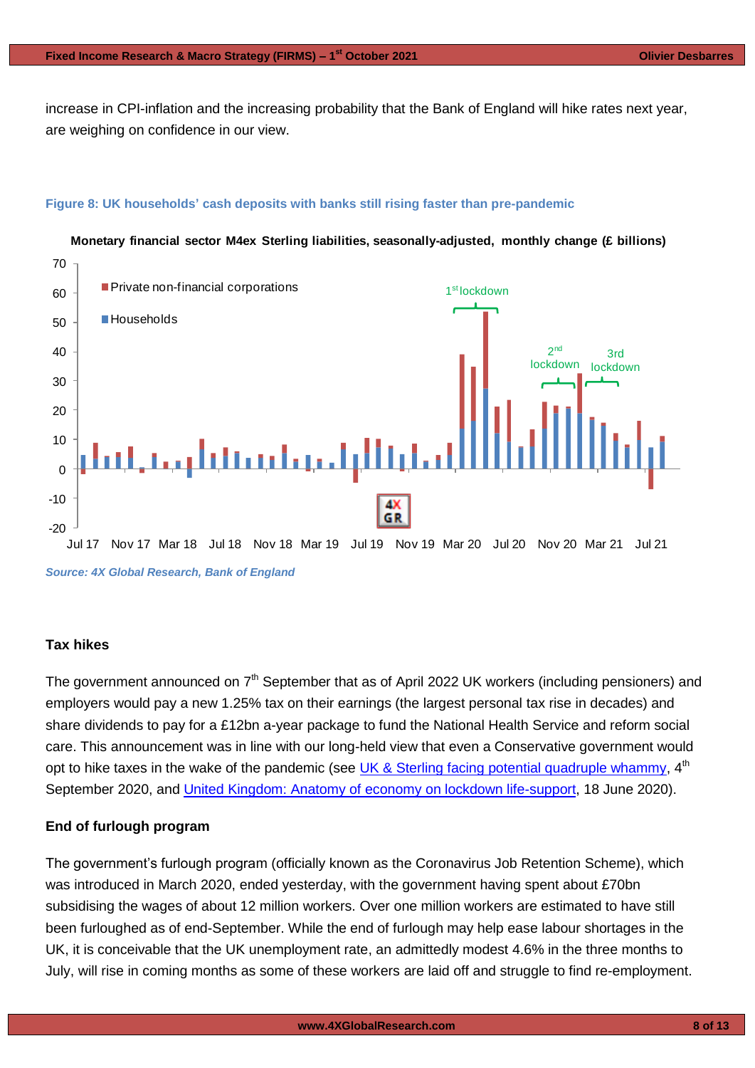increase in CPI-inflation and the increasing probability that the Bank of England will hike rates next year, are weighing on confidence in our view.

**Figure 8: UK households' cash deposits with banks still rising faster than pre-pandemic**

*Source: 4X Global Research, Bank of England*

### Tax hikes

The government announced on 7th September that as of April 2022 UK workers (including pensioners) and employers would pay a new 1.25% tax on their earnings (the largest personal tax rise in decades) and share dividends to pay for a £12bn a-year package to fund the National Health Service and reform social care. This announcement was in line with our long-held view that even a Conservative government would opt to hike taxes in the wake of the pandemic (see UK & Sterling facing potential quadruple whammy, 4th September 2020, and United Kingdom: Anatomy of economy on lockdown life-support, 18 June 2020).

### End of furlough program

The government's furlough program (officially known as the Coronavirus Job Retention Scheme), which was introduced in March 2020, ended yesterday, with the government having spent about £70bn subsidising the wages of about 12 million workers. Over one million workers are estimated to have still been furloughed as of end-September. While the end of furlough may help ease labour shortages in the UK, it is conceivable that the UK unemployment rate, an admittedly modest 4.6% in the three months to July, will rise in coming months as some of these workers are laid off and struggle to find re-employment.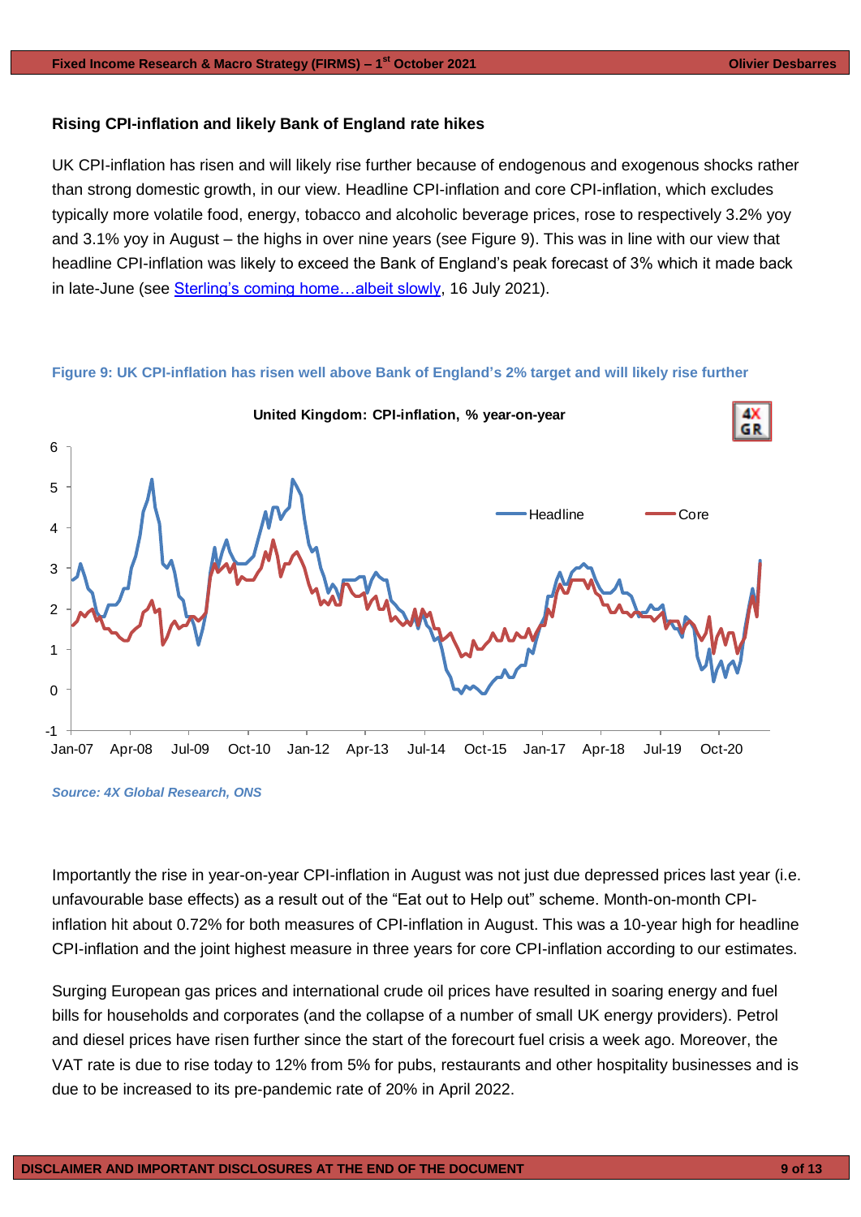### Rising CPI-inflation and likely Bank of England rate hikes

UK CPI-inflation has risen and will likely rise further because of endogenous and exogenous shocks rather than strong domestic growth, in our view. Headline CPI-inflation and core CPI-inflation, which excludes typically more volatile food, energy, tobacco and alcoholic beverage prices, rose to respectively 3.2% yoy and 3.1% yoy in August – the highs in over nine years (see Figure 9). This was in line with our view that headline CPI-inflation was likely to exceed the Bank of England's peak forecast of 3% which it made back in late-June (see Sterling's coming home…albeit slowly, 16 July 2021).

**Figure 9: UK CPI-inflation has risen well above Bank of England's 2% target and will likely rise further**

*Source: 4X Global Research, ONS*

Importantly the rise in year-on-year CPI-inflation in August was not just due depressed prices last year (i.e. unfavourable base effects) as a result out of the "Eat out to Help out" scheme. Month-on-month CPI-inflation hit about 0.72% for both measures of CPI-inflation in August. This was a 10-year high for headline CPI-inflation and the joint highest measure in three years for core CPI-inflation according to our estimates.

Surging European gas prices and international crude oil prices have resulted in soaring energy and fuel bills for households and corporates (and the collapse of a number of small UK energy providers). Petrol and diesel prices have risen further since the start of the forecourt fuel crisis a week ago. Moreover, the VAT rate is due to rise today to 12% from 5% for pubs, restaurants and other hospitality businesses and is due to be increased to its pre-pandemic rate of 20% in April 2022.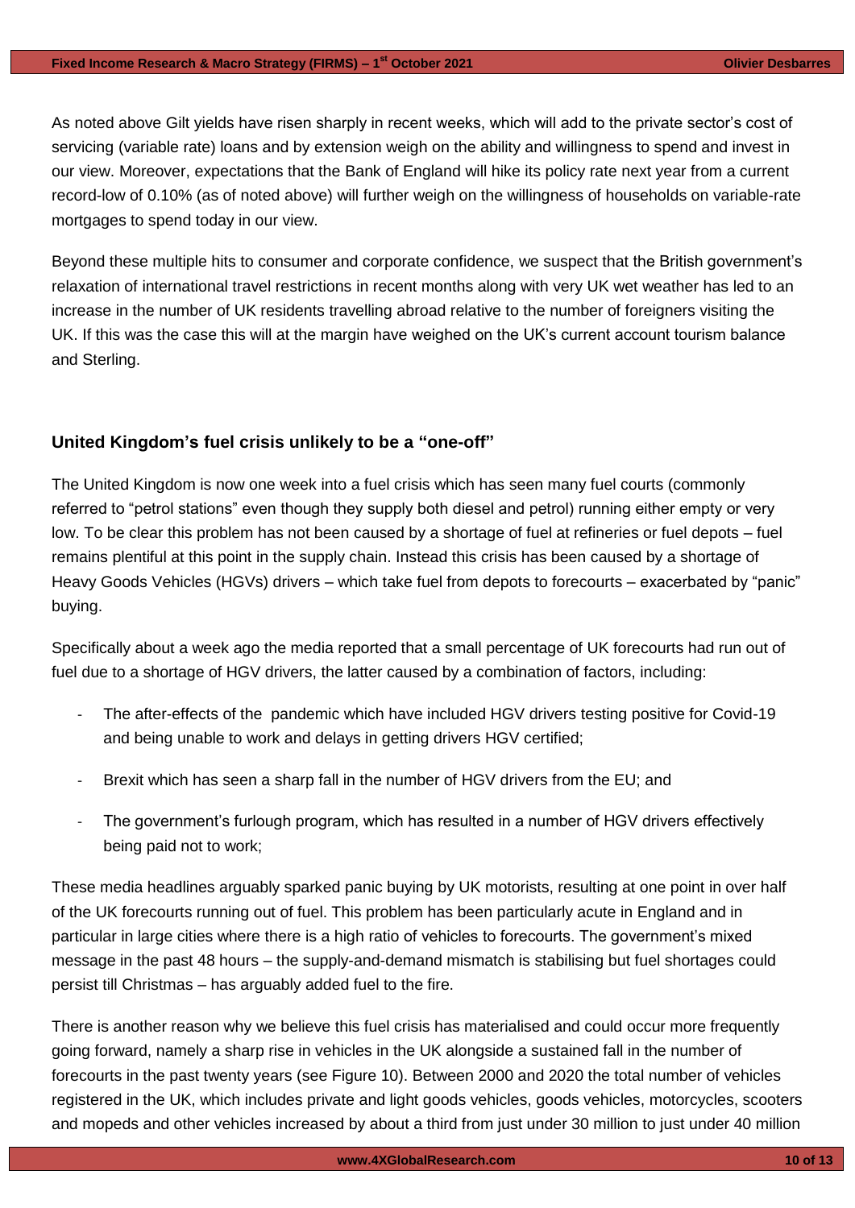As noted above Gilt yields have risen sharply in recent weeks, which will add to the private sector's cost of servicing (variable rate) loans and by extension weigh on the ability and willingness to spend and invest in our view. Moreover, expectations that the Bank of England will hike its policy rate next year from a current record-low of 0.10% (as of noted above) will further weigh on the willingness of households on variable-rate mortgages to spend today in our view.

Beyond these multiple hits to consumer and corporate confidence, we suspect that the British government's relaxation of international travel restrictions in recent months along with very UK wet weather has led to an increase in the number of UK residents travelling abroad relative to the number of foreigners visiting the UK. If this was the case this will at the margin have weighed on the UK's current account tourism balance and Sterling.

## United Kingdom's fuel crisis unlikely to be a "one-off"

The United Kingdom is now one week into a fuel crisis which has seen many fuel courts (commonly referred to "petrol stations" even though they supply both diesel and petrol) running either empty or very low. To be clear this problem has not been caused by a shortage of fuel at refineries or fuel depots – fuel remains plentiful at this point in the supply chain. Instead this crisis has been caused by a shortage of Heavy Goods Vehicles (HGVs) drivers – which take fuel from depots to forecourts – exacerbated by "panic" buying.

Specifically about a week ago the media reported that a small percentage of UK forecourts had run out of fuel due to a shortage of HGV drivers, the latter caused by a combination of factors, including:

- The after-effects of the pandemic which have included HGV drivers testing positive for Covid-19 and being unable to work and delays in getting drivers HGV certified;
- Brexit which has seen a sharp fall in the number of HGV drivers from the EU; and
- The government's furlough program, which has resulted in a number of HGV drivers effectively being paid not to work;

These media headlines arguably sparked panic buying by UK motorists, resulting at one point in over half of the UK forecourts running out of fuel. This problem has been particularly acute in England and in particular in large cities where there is a high ratio of vehicles to forecourts. The government's mixed message in the past 48 hours – the supply-and-demand mismatch is stabilising but fuel shortages could persist till Christmas – has arguably added fuel to the fire.

There is another reason why we believe this fuel crisis has materialised and could occur more frequently going forward, namely a sharp rise in vehicles in the UK alongside a sustained fall in the number of forecourts in the past twenty years (see Figure 10). Between 2000 and 2020 the total number of vehicles registered in the UK, which includes private and light goods vehicles, goods vehicles, motorcycles, scooters and mopeds and other vehicles increased by about a third from just under 30 million to just under 40 million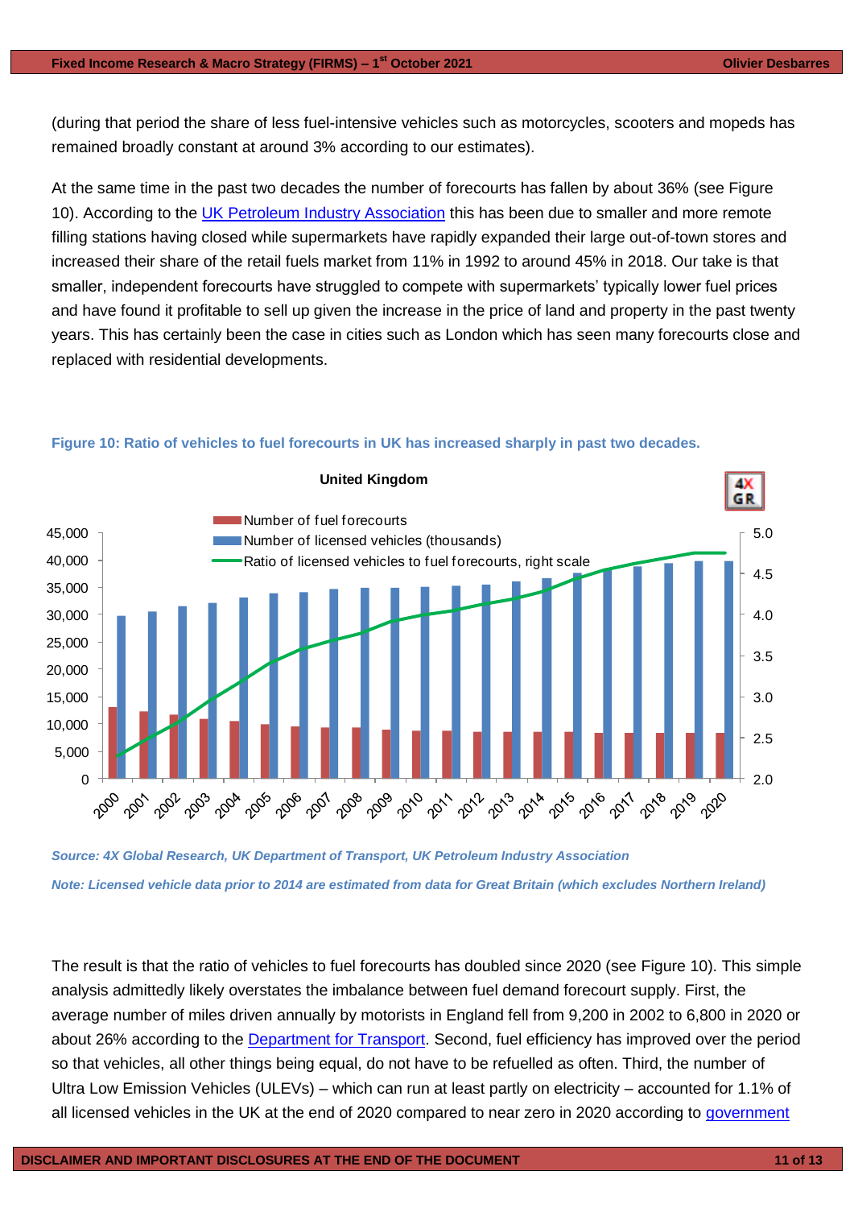(during that period the share of less fuel-intensive vehicles such as motorcycles, scooters and mopeds has remained broadly constant at around 3% according to our estimates).

At the same time in the past two decades the number of forecourts has fallen by about 36% (see Figure 10). According to the UK Petroleum Industry Association this has been due to smaller and more remote filling stations having closed while supermarkets have rapidly expanded their large out-of-town stores and increased their share of the retail fuels market from 11% in 1992 to around 45% in 2018. Our take is that smaller, independent forecourts have struggled to compete with supermarkets' typically lower fuel prices and have found it profitable to sell up given the increase in the price of land and property in the past twenty years. This has certainly been the case in cities such as London which has seen many forecourts close and replaced with residential developments.

**Figure 10: Ratio of vehicles to fuel forecourts in UK has increased sharply in past two decades.**

*Source: 4X Global Research, UK Department of Transport, UK Petroleum Industry Association*

*Note: Licensed vehicle data prior to 2014 are estimated from data for Great Britain (which excludes Northern Ireland)*

The result is that the ratio of vehicles to fuel forecourts has doubled since 2020 (see Figure 10). This simple analysis admittedly likely overstates the imbalance between fuel demand forecourt supply. First, the average number of miles driven annually by motorists in England fell from 9,200 in 2002 to 6,800 in 2020 or about 26% according to the Department for Transport. Second, fuel efficiency has improved over the period so that vehicles, all other things being equal, do not have to be refuelled as often. Third, the number of Ultra Low Emission Vehicles (ULEVs) – which can run at least partly on electricity – accounted for 1.1% of all licensed vehicles in the UK at the end of 2020 compared to near zero in 2020 according to government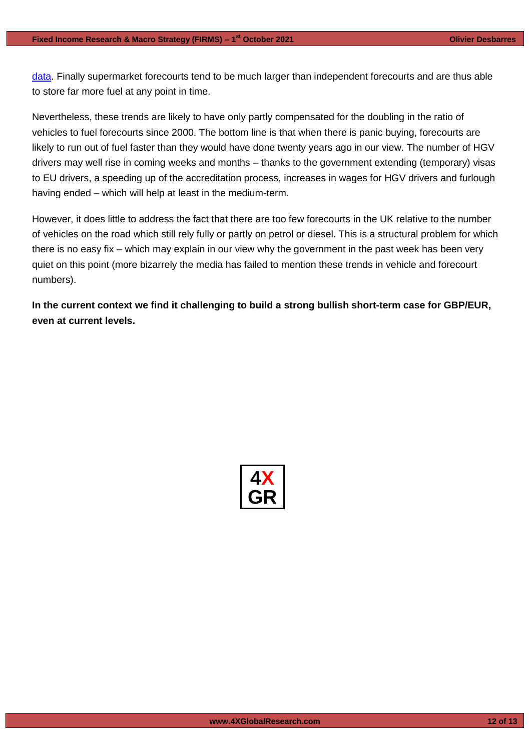data. Finally supermarket forecourts tend to be much larger than independent forecourts and are thus able to store far more fuel at any point in time.

Nevertheless, these trends are likely to have only partly compensated for the doubling in the ratio of vehicles to fuel forecourts since 2000. The bottom line is that when there is panic buying, forecourts are likely to run out of fuel faster than they would have done twenty years ago in our view. The number of HGV drivers may well rise in coming weeks and months – thanks to the government extending (temporary) visas to EU drivers, a speeding up of the accreditation process, increases in wages for HGV drivers and furlough having ended – which will help at least in the medium-term.

However, it does little to address the fact that there are too few forecourts in the UK relative to the number of vehicles on the road which still rely fully or partly on petrol or diesel. This is a structural problem for which there is no easy fix – which may explain in our view why the government in the past week has been very quiet on this point (more bizarrely the media has failed to mention these trends in vehicle and forecourt numbers).

**In the current context we find it challenging to build a strong bullish short-term case for GBP/EUR, even at current levels.**

4X
GR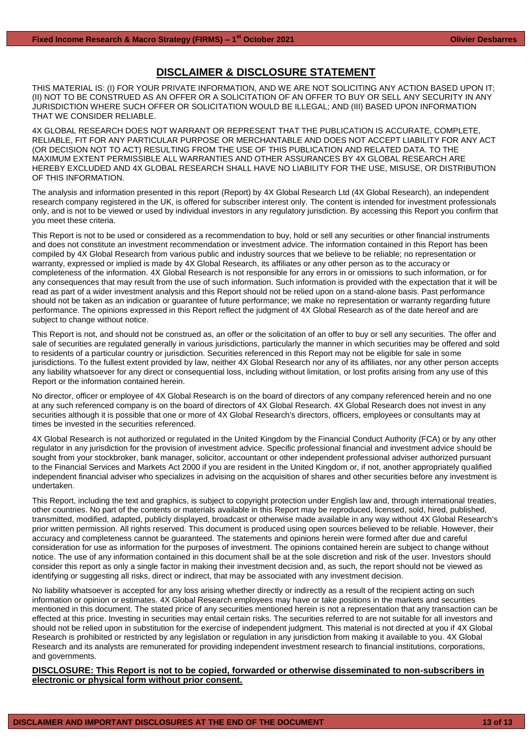## DISCLAIMER & DISCLOSURE STATEMENT

THIS MATERIAL IS: (I) FOR YOUR PRIVATE INFORMATION, AND WE ARE NOT SOLICITING ANY ACTION BASED UPON IT; (II) NOT TO BE CONSTRUED AS AN OFFER OR A SOLICITATION OF AN OFFER TO BUY OR SELL ANY SECURITY IN ANY JURISDICTION WHERE SUCH OFFER OR SOLICITATION WOULD BE ILLEGAL; AND (III) BASED UPON INFORMATION THAT WE CONSIDER RELIABLE.

4X GLOBAL RESEARCH DOES NOT WARRANT OR REPRESENT THAT THE PUBLICATION IS ACCURATE, COMPLETE, RELIABLE, FIT FOR ANY PARTICULAR PURPOSE OR MERCHANTABLE AND DOES NOT ACCEPT LIABILITY FOR ANY ACT (OR DECISION NOT TO ACT) RESULTING FROM THE USE OF THIS PUBLICATION AND RELATED DATA. TO THE MAXIMUM EXTENT PERMISSIBLE ALL WARRANTIES AND OTHER ASSURANCES BY 4X GLOBAL RESEARCH ARE HEREBY EXCLUDED AND 4X GLOBAL RESEARCH SHALL HAVE NO LIABILITY FOR THE USE, MISUSE, OR DISTRIBUTION OF THIS INFORMATION.

The analysis and information presented in this report (Report) by 4X Global Research Ltd (4X Global Research), an independent research company registered in the UK, is offered for subscriber interest only. The content is intended for investment professionals only, and is not to be viewed or used by individual investors in any regulatory jurisdiction. By accessing this Report you confirm that you meet these criteria.

This Report is not to be used or considered as a recommendation to buy, hold or sell any securities or other financial instruments and does not constitute an investment recommendation or investment advice. The information contained in this Report has been compiled by 4X Global Research from various public and industry sources that we believe to be reliable; no representation or warranty, expressed or implied is made by 4X Global Research, its affiliates or any other person as to the accuracy or completeness of the information. 4X Global Research is not responsible for any errors in or omissions to such information, or for any consequences that may result from the use of such information. Such information is provided with the expectation that it will be read as part of a wider investment analysis and this Report should not be relied upon on a stand-alone basis. Past performance should not be taken as an indication or guarantee of future performance; we make no representation or warranty regarding future performance. The opinions expressed in this Report reflect the judgment of 4X Global Research as of the date hereof and are subject to change without notice.

This Report is not, and should not be construed as, an offer or the solicitation of an offer to buy or sell any securities. The offer and sale of securities are regulated generally in various jurisdictions, particularly the manner in which securities may be offered and sold to residents of a particular country or jurisdiction. Securities referenced in this Report may not be eligible for sale in some jurisdictions. To the fullest extent provided by law, neither 4X Global Research nor any of its affiliates, nor any other person accepts any liability whatsoever for any direct or consequential loss, including without limitation, or lost profits arising from any use of this Report or the information contained herein.

No director, officer or employee of 4X Global Research is on the board of directors of any company referenced herein and no one at any such referenced company is on the board of directors of 4X Global Research. 4X Global Research does not invest in any securities although it is possible that one or more of 4X Global Research's directors, officers, employees or consultants may at times be invested in the securities referenced.

4X Global Research is not authorized or regulated in the United Kingdom by the Financial Conduct Authority (FCA) or by any other regulator in any jurisdiction for the provision of investment advice. Specific professional financial and investment advice should be sought from your stockbroker, bank manager, solicitor, accountant or other independent professional adviser authorized pursuant to the Financial Services and Markets Act 2000 if you are resident in the United Kingdom or, if not, another appropriately qualified independent financial adviser who specializes in advising on the acquisition of shares and other securities before any investment is undertaken.

This Report, including the text and graphics, is subject to copyright protection under English law and, through international treaties, other countries. No part of the contents or materials available in this Report may be reproduced, licensed, sold, hired, published, transmitted, modified, adapted, publicly displayed, broadcast or otherwise made available in any way without 4X Global Research's prior written permission. All rights reserved. This document is produced using open sources believed to be reliable. However, their accuracy and completeness cannot be guaranteed. The statements and opinions herein were formed after due and careful consideration for use as information for the purposes of investment. The opinions contained herein are subject to change without notice. The use of any information contained in this document shall be at the sole discretion and risk of the user. Investors should consider this report as only a single factor in making their investment decision and, as such, the report should not be viewed as identifying or suggesting all risks, direct or indirect, that may be associated with any investment decision.

No liability whatsoever is accepted for any loss arising whether directly or indirectly as a result of the recipient acting on such information or opinion or estimates. 4X Global Research employees may have or take positions in the markets and securities mentioned in this document. The stated price of any securities mentioned herein is not a representation that any transaction can be effected at this price. Investing in securities may entail certain risks. The securities referred to are not suitable for all investors and should not be relied upon in substitution for the exercise of independent judgment. This material is not directed at you if 4X Global Research is prohibited or restricted by any legislation or regulation in any jurisdiction from making it available to you. 4X Global Research and its analysts are remunerated for providing independent investment research to financial institutions, corporations, and governments.

**DISCLOSURE: This Report is not to be copied, forwarded or otherwise disseminated to non-subscribers in electronic or physical form without prior consent.**